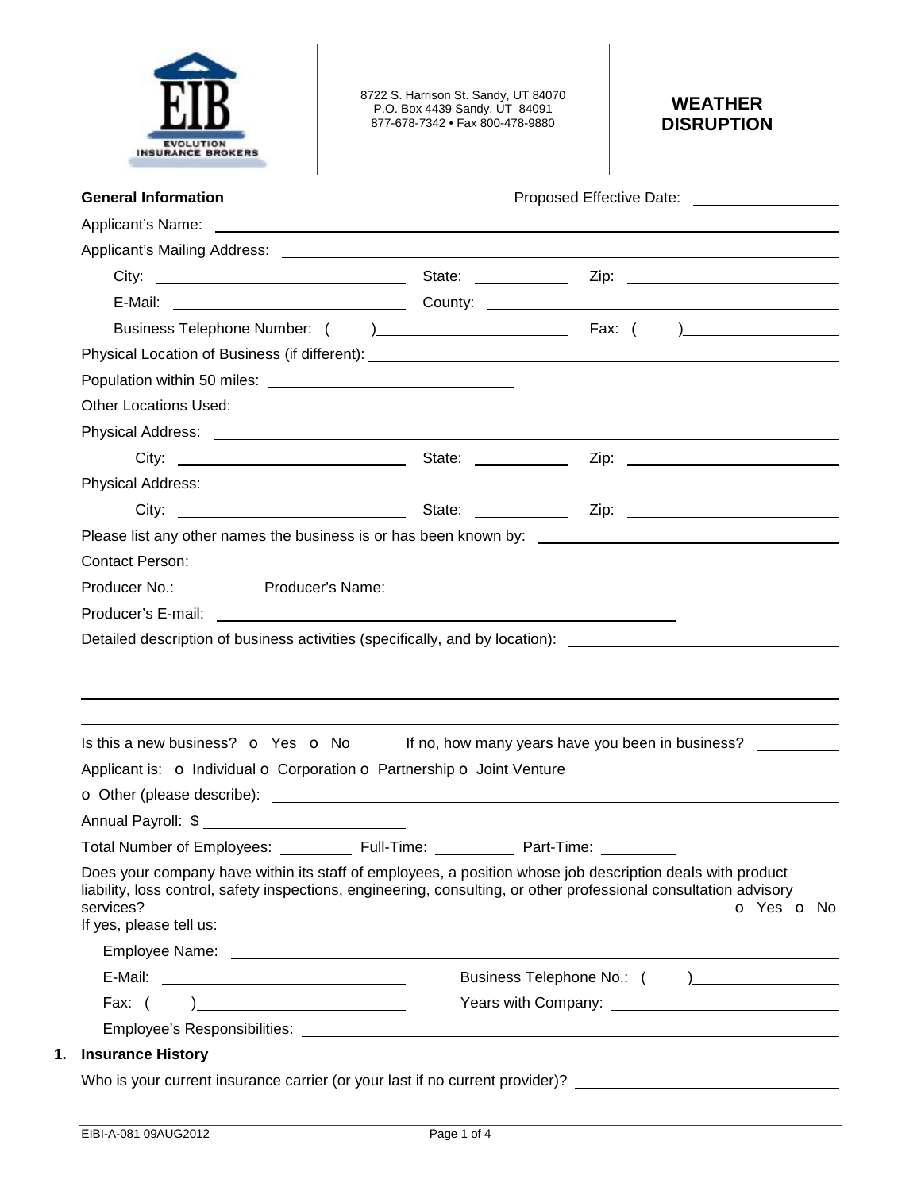**EVOLUTION INSURANCE BROKERS**

8722 S. Harrison St. Sandy, UT 84070
P.O. Box 4439 Sandy, UT 84091
877-678-7342 • Fax 800-478-9880

# WEATHER DISRUPTION

**General Information** Proposed Effective Date: ______________

Applicant's Name: ______________________________________________

Applicant's Mailing Address: ______________________________________________

City: ______________________ State: __________ Zip: ______________________

E-Mail: ______________________ County: ______________________

Business Telephone Number: ( ) ______________________ Fax: ( ) ______________________

Physical Location of Business (if different): ______________________________________________

Population within 50 miles: ______________________

Other Locations Used:

Physical Address: ______________________________________________

City: ______________________ State: __________ Zip: ______________________

Physical Address: ______________________________________________

City: ______________________ State: __________ Zip: ______________________

Please list any other names the business is or has been known by: ______________________

Contact Person: ______________________________________________

Producer No.: ________ Producer's Name: ______________________

Producer's E-mail: ______________________________________________

Detailed description of business activities (specifically, and by location): ______________________

______________________________________________

______________________________________________

______________________________________________

Is this a new business? o Yes o No If no, how many years have you been in business? __________

Applicant is: o Individual o Corporation o Partnership o Joint Venture

o Other (please describe): ______________________________________________

Annual Payroll: $ ______________________

Total Number of Employees: ________ Full-Time: ________ Part-Time: ________

Does your company have within its staff of employees, a position whose job description deals with product liability, loss control, safety inspections, engineering, consulting, or other professional consultation advisory services? o Yes o No

If yes, please tell us:

Employee Name: ______________________________________________

E-Mail: ______________________ Business Telephone No.: ( ) ______________________

Fax: ( ) ______________________ Years with Company: ______________________

Employee's Responsibilities: ______________________________________________

**1. Insurance History**

Who is your current insurance carrier (or your last if no current provider)? ______________________

EIBI-A-081 09AUG2012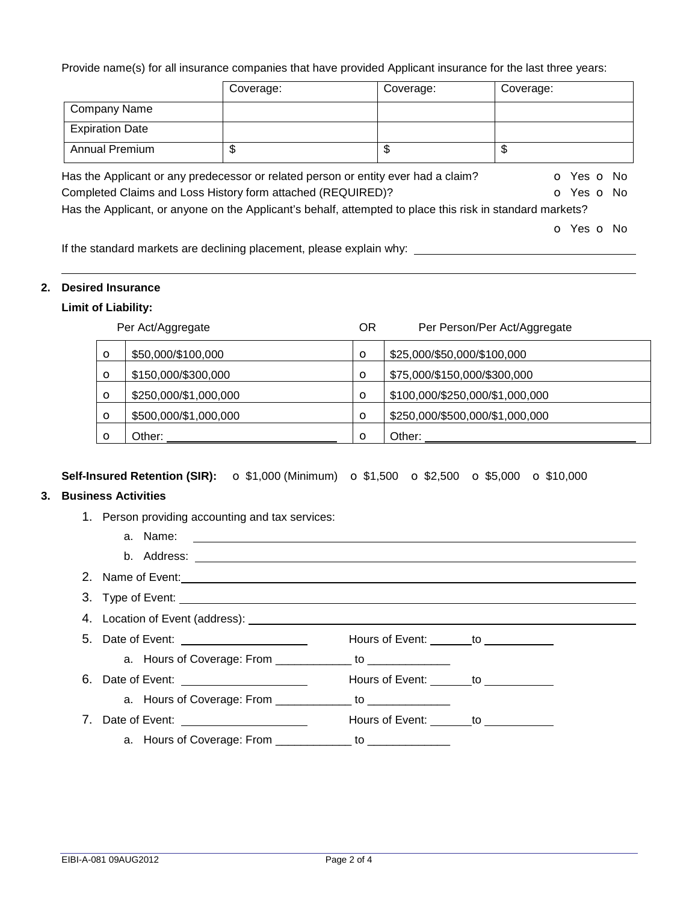Provide name(s) for all insurance companies that have provided Applicant insurance for the last three years:

| | Coverage: | Coverage: | Coverage: |
|---|---|---|---|
| Company Name | | | |
| Expiration Date | | | |
| Annual Premium | $ | $ | $ |

Has the Applicant or any predecessor or related person or entity ever had a claim? o Yes o No

Completed Claims and Loss History form attached (REQUIRED)? o Yes o No

Has the Applicant, or anyone on the Applicant's behalf, attempted to place this risk in standard markets? o Yes o No

If the standard markets are declining placement, please explain why: ____________________

____________________

## 2. Desired Insurance

**Limit of Liability:**

| | Per Act/Aggregate | OR | Per Person/Per Act/Aggregate |
|---|---|---|---|
| o | $50,000/$100,000 | o | $25,000/$50,000/$100,000 |
| o | $150,000/$300,000 | o | $75,000/$150,000/$300,000 |
| o | $250,000/$1,000,000 | o | $100,000/$250,000/$1,000,000 |
| o | $500,000/$1,000,000 | o | $250,000/$500,000/$1,000,000 |
| o | Other: ____________ | o | Other: ____________ |

**Self-Insured Retention (SIR):** o $1,000 (Minimum) o $1,500 o $2,500 o $5,000 o $10,000

## 3. Business Activities

1. Person providing accounting and tax services:
   a. Name: ____________________
   b. Address: ____________________
2. Name of Event: ____________________
3. Type of Event: ____________________
4. Location of Event (address): ____________________
5. Date of Event: ____________ Hours of Event: ______ to ______
   a. Hours of Coverage: From ____________ to ____________
6. Date of Event: ____________ Hours of Event: ______ to ______
   a. Hours of Coverage: From ____________ to ____________
7. Date of Event: ____________ Hours of Event: ______ to ______
   a. Hours of Coverage: From ____________ to ____________

EIBI-A-081 09AUG2012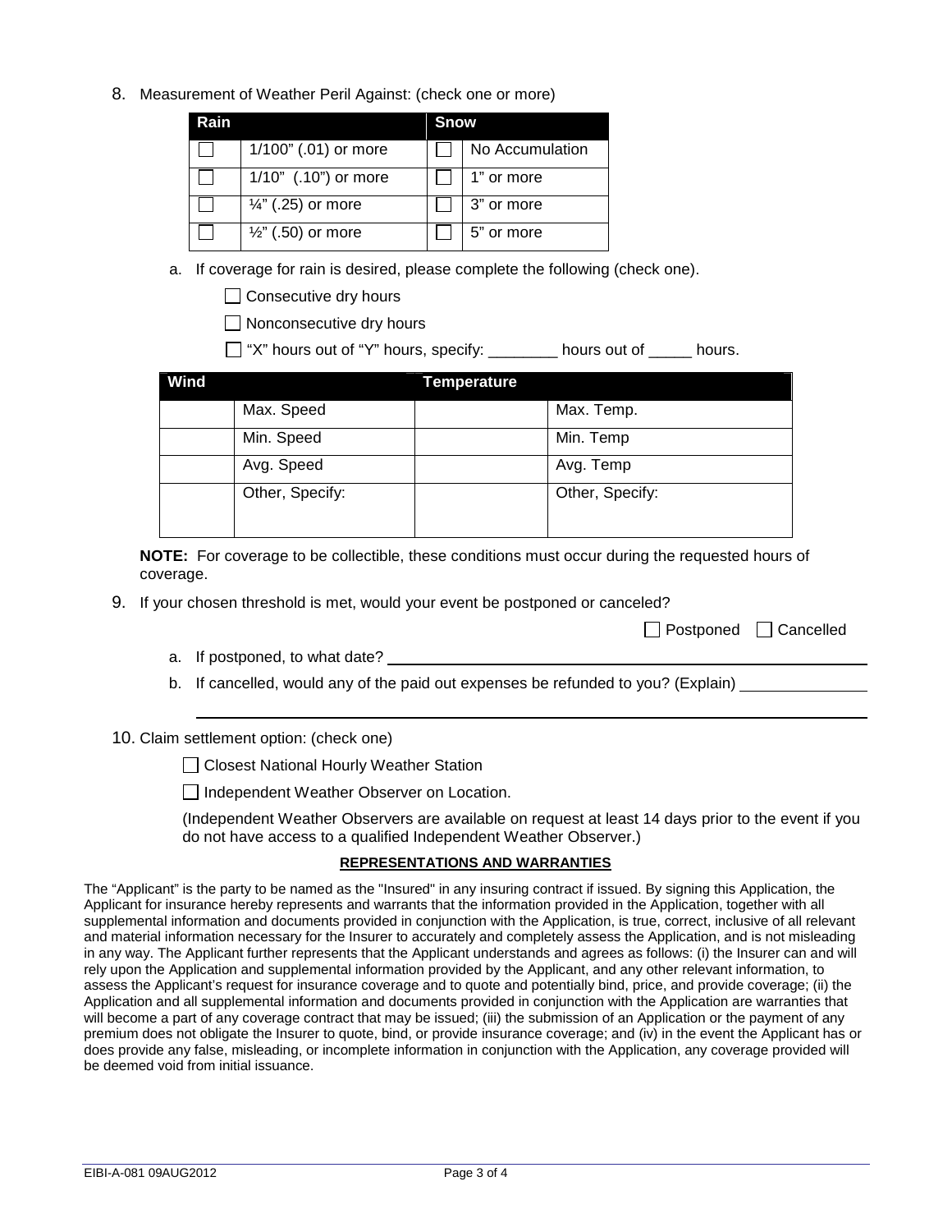8. Measurement of Weather Peril Against: (check one or more)

| Rain | | Snow | |
|---|---|---|---|
| ☐ | 1/100" (.01) or more | ☐ | No Accumulation |
| ☐ | 1/10" (.10") or more | ☐ | 1" or more |
| ☐ | ¼" (.25) or more | ☐ | 3" or more |
| ☐ | ½" (.50) or more | ☐ | 5" or more |

   a. If coverage for rain is desired, please complete the following (check one).

      ☐ Consecutive dry hours

      ☐ Nonconsecutive dry hours

      ☐ "X" hours out of "Y" hours, specify: ________ hours out of _____ hours.

| Wind | | Temperature | |
|---|---|---|---|
| | Max. Speed | | Max. Temp. |
| | Min. Speed | | Min. Temp |
| | Avg. Speed | | Avg. Temp |
| | Other, Specify: | | Other, Specify: |

**NOTE:** For coverage to be collectible, these conditions must occur during the requested hours of coverage.

9. If your chosen threshold is met, would your event be postponed or canceled?

   ☐ Postponed ☐ Cancelled

   a. If postponed, to what date? ________________________________

   b. If cancelled, would any of the paid out expenses be refunded to you? (Explain) ________________

   ________________________________________________________________

10. Claim settlement option: (check one)

    ☐ Closest National Hourly Weather Station

    ☐ Independent Weather Observer on Location.

    (Independent Weather Observers are available on request at least 14 days prior to the event if you do not have access to a qualified Independent Weather Observer.)

**REPRESENTATIONS AND WARRANTIES**

The "Applicant" is the party to be named as the "Insured" in any insuring contract if issued. By signing this Application, the Applicant for insurance hereby represents and warrants that the information provided in the Application, together with all supplemental information and documents provided in conjunction with the Application, is true, correct, inclusive of all relevant and material information necessary for the Insurer to accurately and completely assess the Application, and is not misleading in any way. The Applicant further represents that the Applicant understands and agrees as follows: (i) the Insurer can and will rely upon the Application and supplemental information provided by the Applicant, and any other relevant information, to assess the Applicant's request for insurance coverage and to quote and potentially bind, price, and provide coverage; (ii) the Application and all supplemental information and documents provided in conjunction with the Application are warranties that will become a part of any coverage contract that may be issued; (iii) the submission of an Application or the payment of any premium does not obligate the Insurer to quote, bind, or provide insurance coverage; and (iv) in the event the Applicant has or does provide any false, misleading, or incomplete information in conjunction with the Application, any coverage provided will be deemed void from initial issuance.

EIBI-A-081 09AUG2012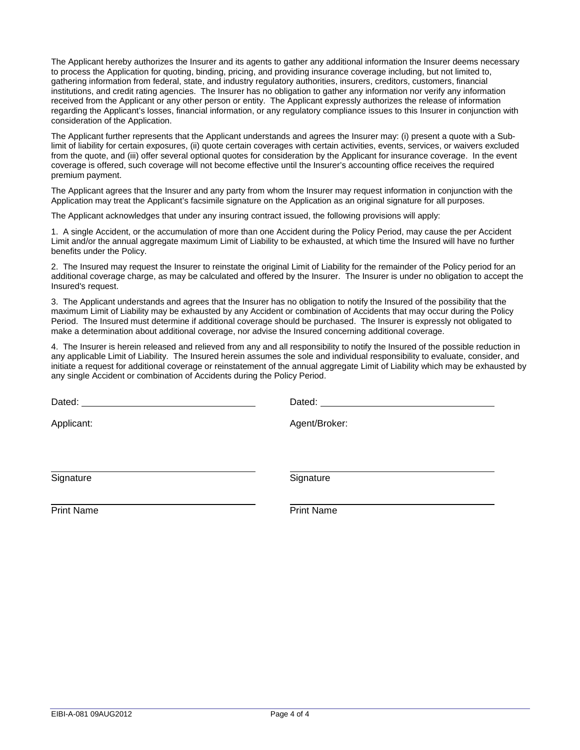The Applicant hereby authorizes the Insurer and its agents to gather any additional information the Insurer deems necessary to process the Application for quoting, binding, pricing, and providing insurance coverage including, but not limited to, gathering information from federal, state, and industry regulatory authorities, insurers, creditors, customers, financial institutions, and credit rating agencies. The Insurer has no obligation to gather any information nor verify any information received from the Applicant or any other person or entity. The Applicant expressly authorizes the release of information regarding the Applicant's losses, financial information, or any regulatory compliance issues to this Insurer in conjunction with consideration of the Application.

The Applicant further represents that the Applicant understands and agrees the Insurer may: (i) present a quote with a Sub-limit of liability for certain exposures, (ii) quote certain coverages with certain activities, events, services, or waivers excluded from the quote, and (iii) offer several optional quotes for consideration by the Applicant for insurance coverage. In the event coverage is offered, such coverage will not become effective until the Insurer's accounting office receives the required premium payment.

The Applicant agrees that the Insurer and any party from whom the Insurer may request information in conjunction with the Application may treat the Applicant's facsimile signature on the Application as an original signature for all purposes.

The Applicant acknowledges that under any insuring contract issued, the following provisions will apply:

1. A single Accident, or the accumulation of more than one Accident during the Policy Period, may cause the per Accident Limit and/or the annual aggregate maximum Limit of Liability to be exhausted, at which time the Insured will have no further benefits under the Policy.

2. The Insured may request the Insurer to reinstate the original Limit of Liability for the remainder of the Policy period for an additional coverage charge, as may be calculated and offered by the Insurer. The Insurer is under no obligation to accept the Insured's request.

3. The Applicant understands and agrees that the Insurer has no obligation to notify the Insured of the possibility that the maximum Limit of Liability may be exhausted by any Accident or combination of Accidents that may occur during the Policy Period. The Insured must determine if additional coverage should be purchased. The Insurer is expressly not obligated to make a determination about additional coverage, nor advise the Insured concerning additional coverage.

4. The Insurer is herein released and relieved from any and all responsibility to notify the Insured of the possible reduction in any applicable Limit of Liability. The Insured herein assumes the sole and individual responsibility to evaluate, consider, and initiate a request for additional coverage or reinstatement of the annual aggregate Limit of Liability which may be exhausted by any single Accident or combination of Accidents during the Policy Period.

Dated: ______________________________

Applicant:

______________________________
Signature

______________________________
Print Name

Dated: ______________________________

Agent/Broker:

______________________________
Signature

______________________________
Print Name

EIBI-A-081 09AUG2012